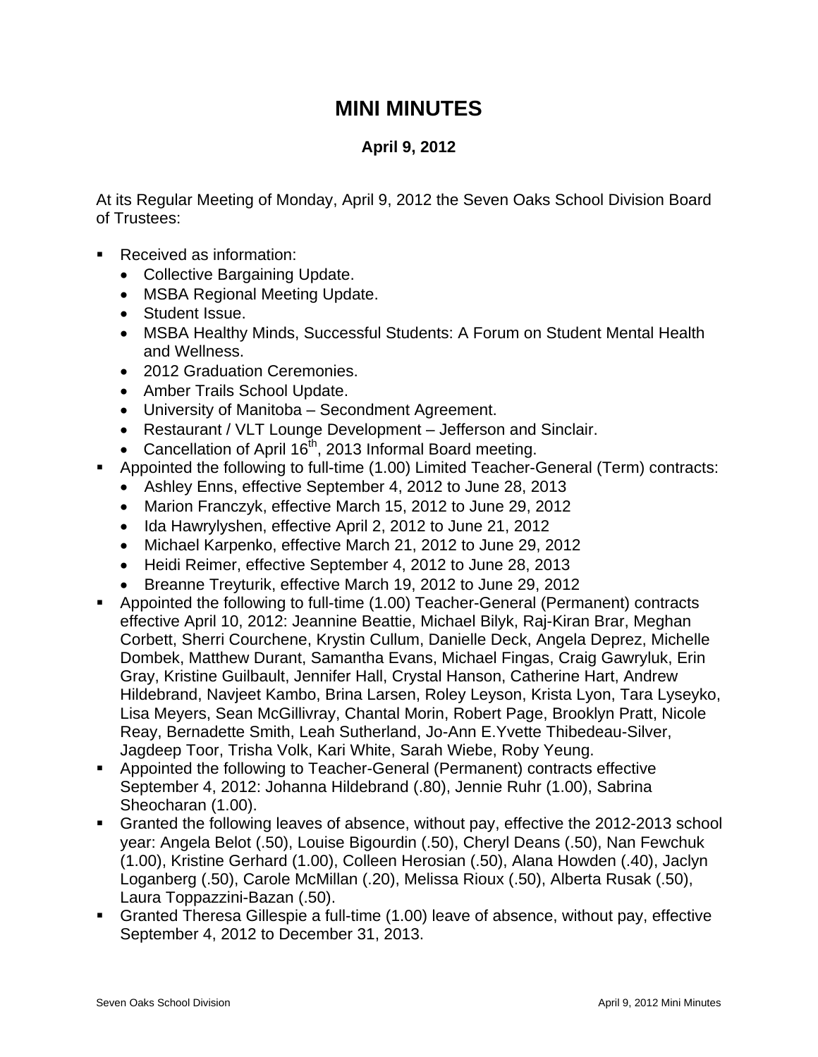# MINI MINUTES

**April 9, 2012**

At its Regular Meeting of Monday, April 9, 2012 the Seven Oaks School Division Board of Trustees:

- Received as information:
  - Collective Bargaining Update.
  - MSBA Regional Meeting Update.
  - Student Issue.
  - MSBA Healthy Minds, Successful Students: A Forum on Student Mental Health and Wellness.
  - 2012 Graduation Ceremonies.
  - Amber Trails School Update.
  - University of Manitoba – Secondment Agreement.
  - Restaurant / VLT Lounge Development – Jefferson and Sinclair.
  - Cancellation of April 16th, 2013 Informal Board meeting.
- Appointed the following to full-time (1.00) Limited Teacher-General (Term) contracts:
  - Ashley Enns, effective September 4, 2012 to June 28, 2013
  - Marion Franczyk, effective March 15, 2012 to June 29, 2012
  - Ida Hawrylyshen, effective April 2, 2012 to June 21, 2012
  - Michael Karpenko, effective March 21, 2012 to June 29, 2012
  - Heidi Reimer, effective September 4, 2012 to June 28, 2013
  - Breanne Treyturik, effective March 19, 2012 to June 29, 2012
- Appointed the following to full-time (1.00) Teacher-General (Permanent) contracts effective April 10, 2012: Jeannine Beattie, Michael Bilyk, Raj-Kiran Brar, Meghan Corbett, Sherri Courchene, Krystin Cullum, Danielle Deck, Angela Deprez, Michelle Dombek, Matthew Durant, Samantha Evans, Michael Fingas, Craig Gawryluk, Erin Gray, Kristine Guilbault, Jennifer Hall, Crystal Hanson, Catherine Hart, Andrew Hildebrand, Navjeet Kambo, Brina Larsen, Roley Leyson, Krista Lyon, Tara Lyseyko, Lisa Meyers, Sean McGillivray, Chantal Morin, Robert Page, Brooklyn Pratt, Nicole Reay, Bernadette Smith, Leah Sutherland, Jo-Ann E.Yvette Thibedeau-Silver, Jagdeep Toor, Trisha Volk, Kari White, Sarah Wiebe, Roby Yeung.
- Appointed the following to Teacher-General (Permanent) contracts effective September 4, 2012: Johanna Hildebrand (.80), Jennie Ruhr (1.00), Sabrina Sheocharan (1.00).
- Granted the following leaves of absence, without pay, effective the 2012-2013 school year: Angela Belot (.50), Louise Bigourdin (.50), Cheryl Deans (.50), Nan Fewchuk (1.00), Kristine Gerhard (1.00), Colleen Herosian (.50), Alana Howden (.40), Jaclyn Loganberg (.50), Carole McMillan (.20), Melissa Rioux (.50), Alberta Rusak (.50), Laura Toppazzini-Bazan (.50).
- Granted Theresa Gillespie a full-time (1.00) leave of absence, without pay, effective September 4, 2012 to December 31, 2013.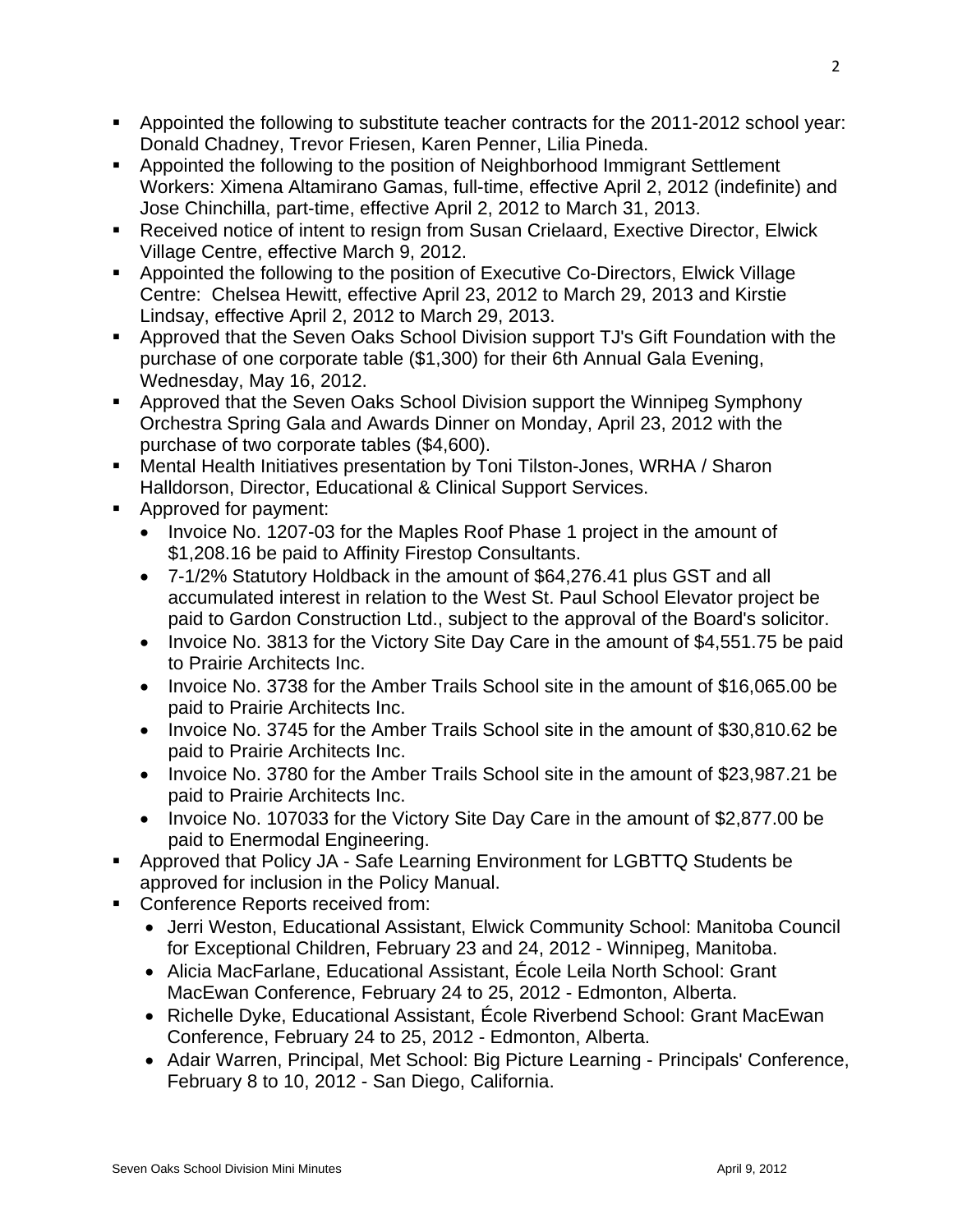- Appointed the following to substitute teacher contracts for the 2011-2012 school year: Donald Chadney, Trevor Friesen, Karen Penner, Lilia Pineda.
- Appointed the following to the position of Neighborhood Immigrant Settlement Workers: Ximena Altamirano Gamas, full-time, effective April 2, 2012 (indefinite) and Jose Chinchilla, part-time, effective April 2, 2012 to March 31, 2013.
- Received notice of intent to resign from Susan Crielaard, Exective Director, Elwick Village Centre, effective March 9, 2012.
- Appointed the following to the position of Executive Co-Directors, Elwick Village Centre: Chelsea Hewitt, effective April 23, 2012 to March 29, 2013 and Kirstie Lindsay, effective April 2, 2012 to March 29, 2013.
- Approved that the Seven Oaks School Division support TJ's Gift Foundation with the purchase of one corporate table ($1,300) for their 6th Annual Gala Evening, Wednesday, May 16, 2012.
- Approved that the Seven Oaks School Division support the Winnipeg Symphony Orchestra Spring Gala and Awards Dinner on Monday, April 23, 2012 with the purchase of two corporate tables ($4,600).
- Mental Health Initiatives presentation by Toni Tilston-Jones, WRHA / Sharon Halldorson, Director, Educational & Clinical Support Services.
- Approved for payment:
  - Invoice No. 1207-03 for the Maples Roof Phase 1 project in the amount of $1,208.16 be paid to Affinity Firestop Consultants.
  - 7-1/2% Statutory Holdback in the amount of $64,276.41 plus GST and all accumulated interest in relation to the West St. Paul School Elevator project be paid to Gardon Construction Ltd., subject to the approval of the Board's solicitor.
  - Invoice No. 3813 for the Victory Site Day Care in the amount of $4,551.75 be paid to Prairie Architects Inc.
  - Invoice No. 3738 for the Amber Trails School site in the amount of $16,065.00 be paid to Prairie Architects Inc.
  - Invoice No. 3745 for the Amber Trails School site in the amount of $30,810.62 be paid to Prairie Architects Inc.
  - Invoice No. 3780 for the Amber Trails School site in the amount of $23,987.21 be paid to Prairie Architects Inc.
  - Invoice No. 107033 for the Victory Site Day Care in the amount of $2,877.00 be paid to Enermodal Engineering.
- Approved that Policy JA - Safe Learning Environment for LGBTTQ Students be approved for inclusion in the Policy Manual.
- Conference Reports received from:
  - Jerri Weston, Educational Assistant, Elwick Community School: Manitoba Council for Exceptional Children, February 23 and 24, 2012 - Winnipeg, Manitoba.
  - Alicia MacFarlane, Educational Assistant, École Leila North School: Grant MacEwan Conference, February 24 to 25, 2012 - Edmonton, Alberta.
  - Richelle Dyke, Educational Assistant, École Riverbend School: Grant MacEwan Conference, February 24 to 25, 2012 - Edmonton, Alberta.
  - Adair Warren, Principal, Met School: Big Picture Learning - Principals' Conference, February 8 to 10, 2012 - San Diego, California.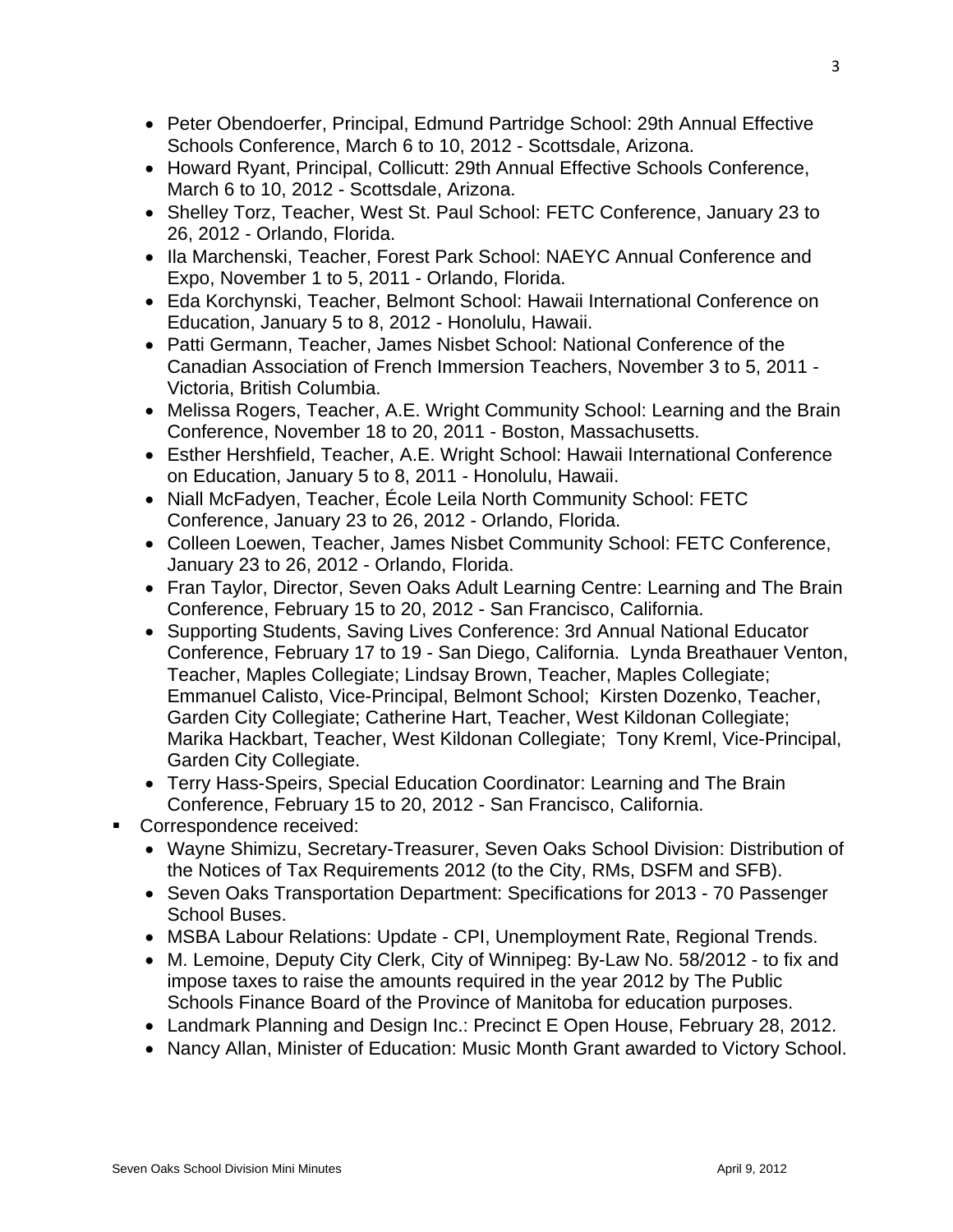- Peter Obendoerfer, Principal, Edmund Partridge School: 29th Annual Effective Schools Conference, March 6 to 10, 2012 - Scottsdale, Arizona.
- Howard Ryant, Principal, Collicutt: 29th Annual Effective Schools Conference, March 6 to 10, 2012 - Scottsdale, Arizona.
- Shelley Torz, Teacher, West St. Paul School: FETC Conference, January 23 to 26, 2012 - Orlando, Florida.
- Ila Marchenski, Teacher, Forest Park School: NAEYC Annual Conference and Expo, November 1 to 5, 2011 - Orlando, Florida.
- Eda Korchynski, Teacher, Belmont School: Hawaii International Conference on Education, January 5 to 8, 2012 - Honolulu, Hawaii.
- Patti Germann, Teacher, James Nisbet School: National Conference of the Canadian Association of French Immersion Teachers, November 3 to 5, 2011 - Victoria, British Columbia.
- Melissa Rogers, Teacher, A.E. Wright Community School: Learning and the Brain Conference, November 18 to 20, 2011 - Boston, Massachusetts.
- Esther Hershfield, Teacher, A.E. Wright School: Hawaii International Conference on Education, January 5 to 8, 2011 - Honolulu, Hawaii.
- Niall McFadyen, Teacher, École Leila North Community School: FETC Conference, January 23 to 26, 2012 - Orlando, Florida.
- Colleen Loewen, Teacher, James Nisbet Community School: FETC Conference, January 23 to 26, 2012 - Orlando, Florida.
- Fran Taylor, Director, Seven Oaks Adult Learning Centre: Learning and The Brain Conference, February 15 to 20, 2012 - San Francisco, California.
- Supporting Students, Saving Lives Conference: 3rd Annual National Educator Conference, February 17 to 19 - San Diego, California. Lynda Breathauer Venton, Teacher, Maples Collegiate; Lindsay Brown, Teacher, Maples Collegiate; Emmanuel Calisto, Vice-Principal, Belmont School; Kirsten Dozenko, Teacher, Garden City Collegiate; Catherine Hart, Teacher, West Kildonan Collegiate; Marika Hackbart, Teacher, West Kildonan Collegiate; Tony Kreml, Vice-Principal, Garden City Collegiate.
- Terry Hass-Speirs, Special Education Coordinator: Learning and The Brain Conference, February 15 to 20, 2012 - San Francisco, California.

- Correspondence received:
  - Wayne Shimizu, Secretary-Treasurer, Seven Oaks School Division: Distribution of the Notices of Tax Requirements 2012 (to the City, RMs, DSFM and SFB).
  - Seven Oaks Transportation Department: Specifications for 2013 - 70 Passenger School Buses.
  - MSBA Labour Relations: Update - CPI, Unemployment Rate, Regional Trends.
  - M. Lemoine, Deputy City Clerk, City of Winnipeg: By-Law No. 58/2012 - to fix and impose taxes to raise the amounts required in the year 2012 by The Public Schools Finance Board of the Province of Manitoba for education purposes.
  - Landmark Planning and Design Inc.: Precinct E Open House, February 28, 2012.
  - Nancy Allan, Minister of Education: Music Month Grant awarded to Victory School.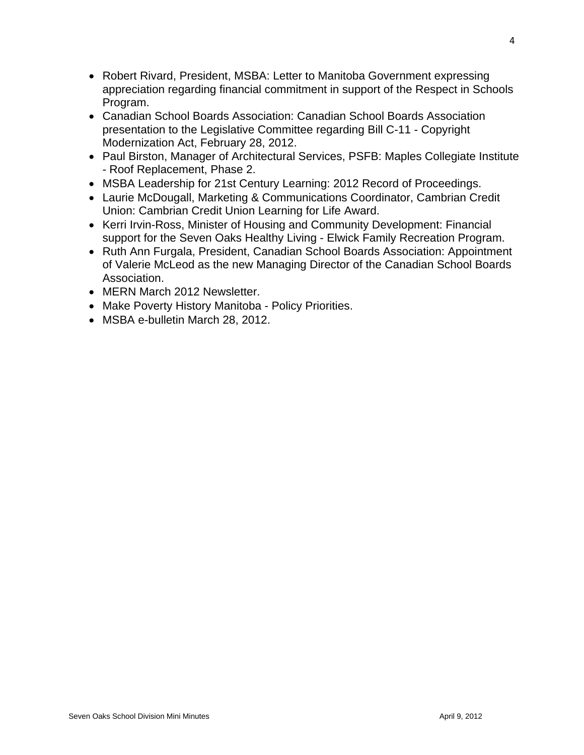- Robert Rivard, President, MSBA: Letter to Manitoba Government expressing appreciation regarding financial commitment in support of the Respect in Schools Program.
- Canadian School Boards Association: Canadian School Boards Association presentation to the Legislative Committee regarding Bill C-11 - Copyright Modernization Act, February 28, 2012.
- Paul Birston, Manager of Architectural Services, PSFB: Maples Collegiate Institute - Roof Replacement, Phase 2.
- MSBA Leadership for 21st Century Learning: 2012 Record of Proceedings.
- Laurie McDougall, Marketing & Communications Coordinator, Cambrian Credit Union: Cambrian Credit Union Learning for Life Award.
- Kerri Irvin-Ross, Minister of Housing and Community Development: Financial support for the Seven Oaks Healthy Living - Elwick Family Recreation Program.
- Ruth Ann Furgala, President, Canadian School Boards Association: Appointment of Valerie McLeod as the new Managing Director of the Canadian School Boards Association.
- MERN March 2012 Newsletter.
- Make Poverty History Manitoba - Policy Priorities.
- MSBA e-bulletin March 28, 2012.